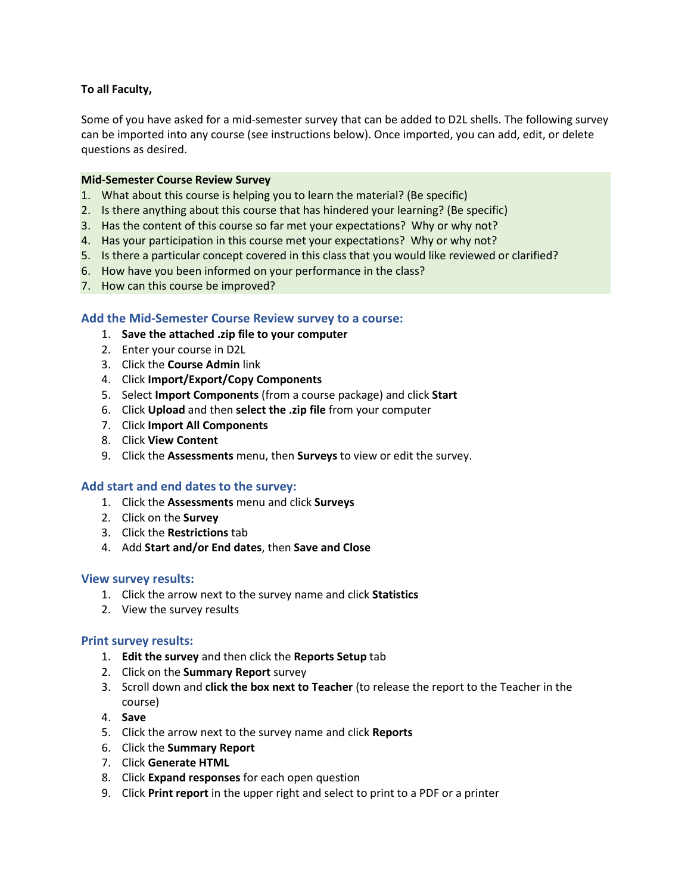**To all Faculty,**

Some of you have asked for a mid-semester survey that can be added to D2L shells. The following survey can be imported into any course (see instructions below). Once imported, you can add, edit, or delete questions as desired.

**Mid-Semester Course Review Survey**

1. What about this course is helping you to learn the material? (Be specific)
2. Is there anything about this course that has hindered your learning? (Be specific)
3. Has the content of this course so far met your expectations? Why or why not?
4. Has your participation in this course met your expectations? Why or why not?
5. Is there a particular concept covered in this class that you would like reviewed or clarified?
6. How have you been informed on your performance in the class?
7. How can this course be improved?

### Add the Mid-Semester Course Review survey to a course:

1. **Save the attached .zip file to your computer**
2. Enter your course in D2L
3. Click the **Course Admin** link
4. Click **Import/Export/Copy Components**
5. Select **Import Components** (from a course package) and click **Start**
6. Click **Upload** and then **select the .zip file** from your computer
7. Click **Import All Components**
8. Click **View Content**
9. Click the **Assessments** menu, then **Surveys** to view or edit the survey.

### Add start and end dates to the survey:

1. Click the **Assessments** menu and click **Surveys**
2. Click on the **Survey**
3. Click the **Restrictions** tab
4. Add **Start and/or End dates**, then **Save and Close**

### View survey results:

1. Click the arrow next to the survey name and click **Statistics**
2. View the survey results

### Print survey results:

1. **Edit the survey** and then click the **Reports Setup** tab
2. Click on the **Summary Report** survey
3. Scroll down and **click the box next to Teacher** (to release the report to the Teacher in the course)
4. **Save**
5. Click the arrow next to the survey name and click **Reports**
6. Click the **Summary Report**
7. Click **Generate HTML**
8. Click **Expand responses** for each open question
9. Click **Print report** in the upper right and select to print to a PDF or a printer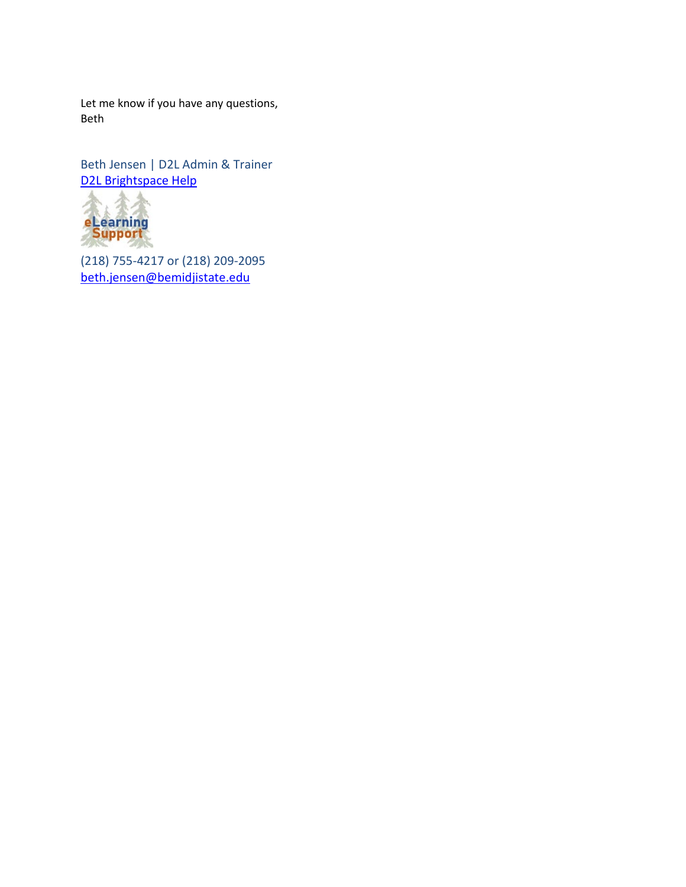Let me know if you have any questions,
Beth

Beth Jensen | D2L Admin & Trainer
D2L Brightspace Help

eLearning Support

(218) 755-4217 or (218) 209-2095
beth.jensen@bemidjistate.edu